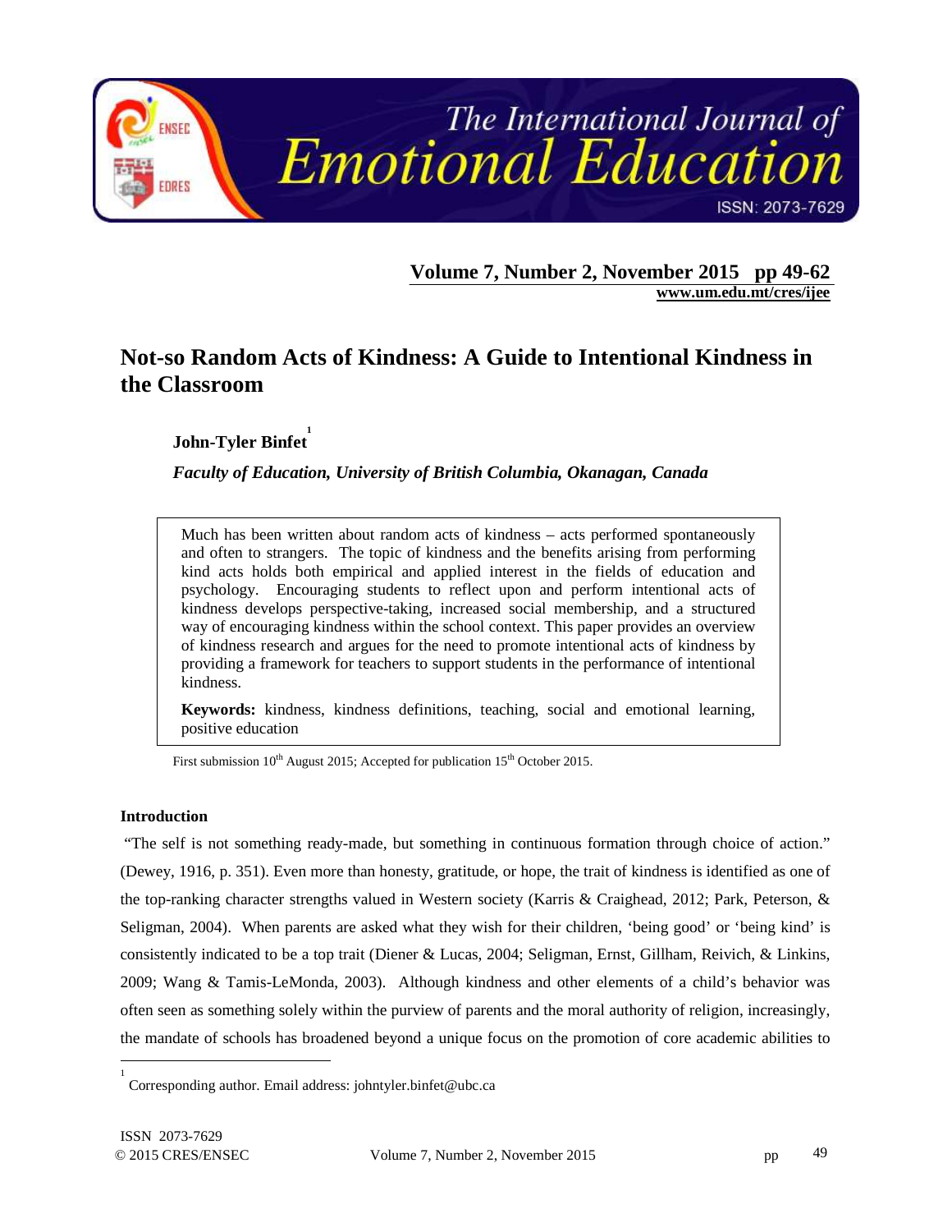# Not-so Random Acts of Kindness: A Guide to Intentional Kindness in the Classroom

**John-Tyler Binfet**[1]

***Faculty of Education, University of British Columbia, Okanagan, Canada***

> Much has been written about random acts of kindness – acts performed spontaneously and often to strangers. The topic of kindness and the benefits arising from performing kind acts holds both empirical and applied interest in the fields of education and psychology. Encouraging students to reflect upon and perform intentional acts of kindness develops perspective-taking, increased social membership, and a structured way of encouraging kindness within the school context. This paper provides an overview of kindness research and argues for the need to promote intentional acts of kindness by providing a framework for teachers to support students in the performance of intentional kindness.
>
> **Keywords:** kindness, kindness definitions, teaching, social and emotional learning, positive education

First submission 10th August 2015; Accepted for publication 15th October 2015.

### Introduction

"The self is not something ready-made, but something in continuous formation through choice of action." (Dewey, 1916, p. 351). Even more than honesty, gratitude, or hope, the trait of kindness is identified as one of the top-ranking character strengths valued in Western society (Karris & Craighead, 2012; Park, Peterson, & Seligman, 2004). When parents are asked what they wish for their children, 'being good' or 'being kind' is consistently indicated to be a top trait (Diener & Lucas, 2004; Seligman, Ernst, Gillham, Reivich, & Linkins, 2009; Wang & Tamis-LeMonda, 2003). Although kindness and other elements of a child's behavior was often seen as something solely within the purview of parents and the moral authority of religion, increasingly, the mandate of schools has broadened beyond a unique focus on the promotion of core academic abilities to

[1] Corresponding author. Email address: johntyler.binfet@ubc.ca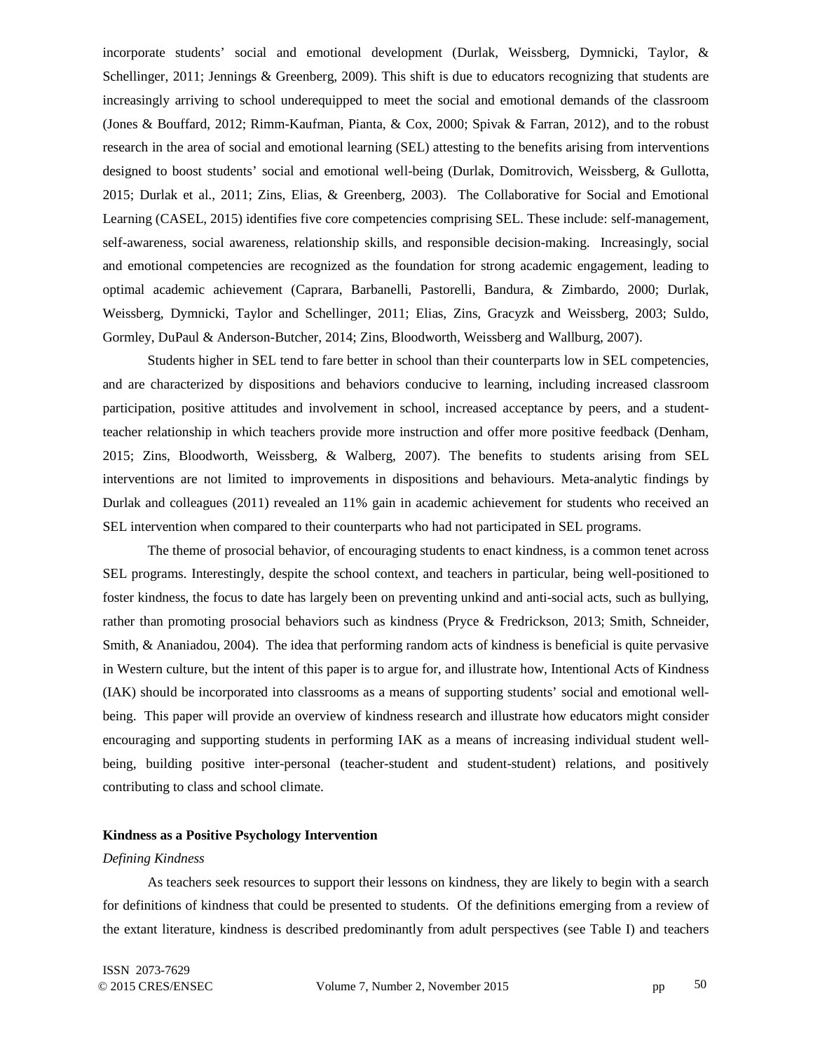incorporate students' social and emotional development (Durlak, Weissberg, Dymnicki, Taylor, & Schellinger, 2011; Jennings & Greenberg, 2009). This shift is due to educators recognizing that students are increasingly arriving to school underequipped to meet the social and emotional demands of the classroom (Jones & Bouffard, 2012; Rimm-Kaufman, Pianta, & Cox, 2000; Spivak & Farran, 2012), and to the robust research in the area of social and emotional learning (SEL) attesting to the benefits arising from interventions designed to boost students' social and emotional well-being (Durlak, Domitrovich, Weissberg, & Gullotta, 2015; Durlak et al., 2011; Zins, Elias, & Greenberg, 2003). The Collaborative for Social and Emotional Learning (CASEL, 2015) identifies five core competencies comprising SEL. These include: self-management, self-awareness, social awareness, relationship skills, and responsible decision-making. Increasingly, social and emotional competencies are recognized as the foundation for strong academic engagement, leading to optimal academic achievement (Caprara, Barbanelli, Pastorelli, Bandura, & Zimbardo, 2000; Durlak, Weissberg, Dymnicki, Taylor and Schellinger, 2011; Elias, Zins, Gracyzk and Weissberg, 2003; Suldo, Gormley, DuPaul & Anderson-Butcher, 2014; Zins, Bloodworth, Weissberg and Wallburg, 2007).

Students higher in SEL tend to fare better in school than their counterparts low in SEL competencies, and are characterized by dispositions and behaviors conducive to learning, including increased classroom participation, positive attitudes and involvement in school, increased acceptance by peers, and a student-teacher relationship in which teachers provide more instruction and offer more positive feedback (Denham, 2015; Zins, Bloodworth, Weissberg, & Walberg, 2007). The benefits to students arising from SEL interventions are not limited to improvements in dispositions and behaviours. Meta-analytic findings by Durlak and colleagues (2011) revealed an 11% gain in academic achievement for students who received an SEL intervention when compared to their counterparts who had not participated in SEL programs.

The theme of prosocial behavior, of encouraging students to enact kindness, is a common tenet across SEL programs. Interestingly, despite the school context, and teachers in particular, being well-positioned to foster kindness, the focus to date has largely been on preventing unkind and anti-social acts, such as bullying, rather than promoting prosocial behaviors such as kindness (Pryce & Fredrickson, 2013; Smith, Schneider, Smith, & Ananiadou, 2004). The idea that performing random acts of kindness is beneficial is quite pervasive in Western culture, but the intent of this paper is to argue for, and illustrate how, Intentional Acts of Kindness (IAK) should be incorporated into classrooms as a means of supporting students' social and emotional well-being. This paper will provide an overview of kindness research and illustrate how educators might consider encouraging and supporting students in performing IAK as a means of increasing individual student well-being, building positive inter-personal (teacher-student and student-student) relations, and positively contributing to class and school climate.

**Kindness as a Positive Psychology Intervention**

*Defining Kindness*

As teachers seek resources to support their lessons on kindness, they are likely to begin with a search for definitions of kindness that could be presented to students. Of the definitions emerging from a review of the extant literature, kindness is described predominantly from adult perspectives (see Table I) and teachers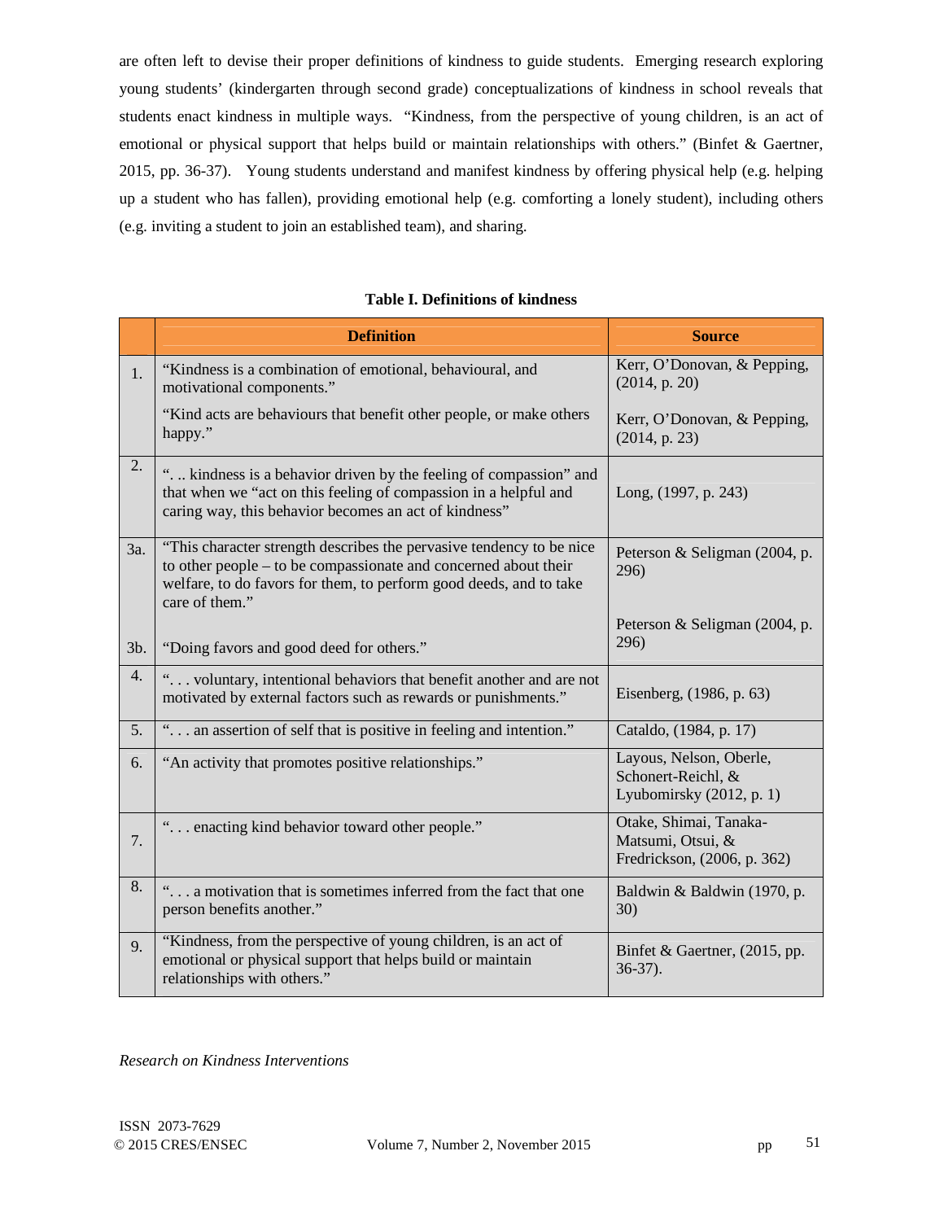are often left to devise their proper definitions of kindness to guide students. Emerging research exploring young students' (kindergarten through second grade) conceptualizations of kindness in school reveals that students enact kindness in multiple ways. "Kindness, from the perspective of young children, is an act of emotional or physical support that helps build or maintain relationships with others." (Binfet & Gaertner, 2015, pp. 36-37). Young students understand and manifest kindness by offering physical help (e.g. helping up a student who has fallen), providing emotional help (e.g. comforting a lonely student), including others (e.g. inviting a student to join an established team), and sharing.

**Table I. Definitions of kindness**

| | Definition | Source |
|---|---|---|
| 1. | "Kindness is a combination of emotional, behavioural, and motivational components." | Kerr, O'Donovan, & Pepping, (2014, p. 20) |
| | "Kind acts are behaviours that benefit other people, or make others happy." | Kerr, O'Donovan, & Pepping, (2014, p. 23) |
| 2. | ". .. kindness is a behavior driven by the feeling of compassion" and that when we "act on this feeling of compassion in a helpful and caring way, this behavior becomes an act of kindness" | Long, (1997, p. 243) |
| 3a. | "This character strength describes the pervasive tendency to be nice to other people – to be compassionate and concerned about their welfare, to do favors for them, to perform good deeds, and to take care of them." | Peterson & Seligman (2004, p. 296) |
| 3b. | "Doing favors and good deed for others." | Peterson & Seligman (2004, p. 296) |
| 4. | ". . . voluntary, intentional behaviors that benefit another and are not motivated by external factors such as rewards or punishments." | Eisenberg, (1986, p. 63) |
| 5. | ". . . an assertion of self that is positive in feeling and intention." | Cataldo, (1984, p. 17) |
| 6. | "An activity that promotes positive relationships." | Layous, Nelson, Oberle, Schonert-Reichl, & Lyubomirsky (2012, p. 1) |
| 7. | ". . . enacting kind behavior toward other people." | Otake, Shimai, Tanaka-Matsumi, Otsui, & Fredrickson, (2006, p. 362) |
| 8. | ". . . a motivation that is sometimes inferred from the fact that one person benefits another." | Baldwin & Baldwin (1970, p. 30) |
| 9. | "Kindness, from the perspective of young children, is an act of emotional or physical support that helps build or maintain relationships with others." | Binfet & Gaertner, (2015, pp. 36-37). |

*Research on Kindness Interventions*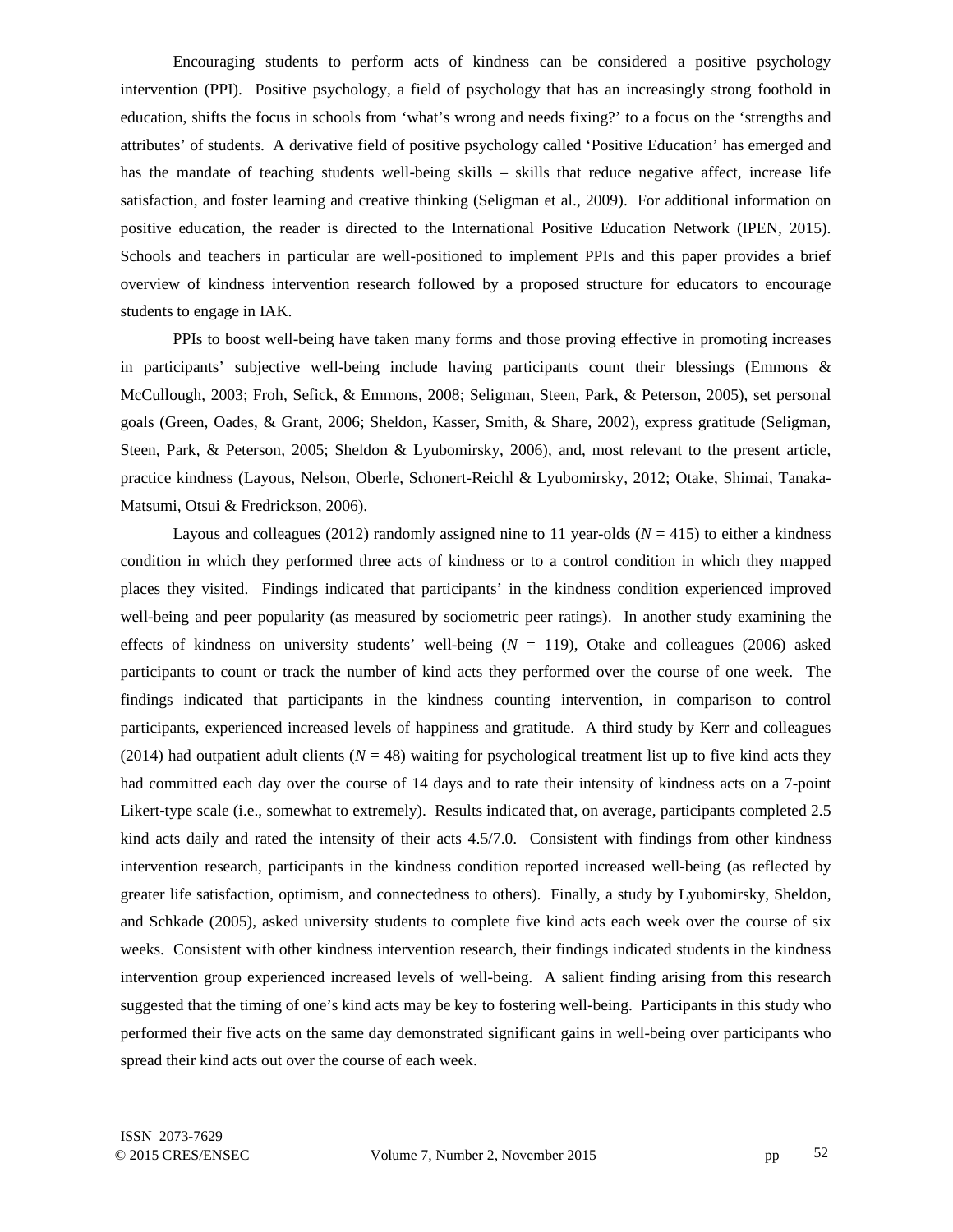Encouraging students to perform acts of kindness can be considered a positive psychology intervention (PPI). Positive psychology, a field of psychology that has an increasingly strong foothold in education, shifts the focus in schools from 'what's wrong and needs fixing?' to a focus on the 'strengths and attributes' of students. A derivative field of positive psychology called 'Positive Education' has emerged and has the mandate of teaching students well-being skills – skills that reduce negative affect, increase life satisfaction, and foster learning and creative thinking (Seligman et al., 2009). For additional information on positive education, the reader is directed to the International Positive Education Network (IPEN, 2015). Schools and teachers in particular are well-positioned to implement PPIs and this paper provides a brief overview of kindness intervention research followed by a proposed structure for educators to encourage students to engage in IAK.

PPIs to boost well-being have taken many forms and those proving effective in promoting increases in participants' subjective well-being include having participants count their blessings (Emmons & McCullough, 2003; Froh, Sefick, & Emmons, 2008; Seligman, Steen, Park, & Peterson, 2005), set personal goals (Green, Oades, & Grant, 2006; Sheldon, Kasser, Smith, & Share, 2002), express gratitude (Seligman, Steen, Park, & Peterson, 2005; Sheldon & Lyubomirsky, 2006), and, most relevant to the present article, practice kindness (Layous, Nelson, Oberle, Schonert-Reichl & Lyubomirsky, 2012; Otake, Shimai, Tanaka-Matsumi, Otsui & Fredrickson, 2006).

Layous and colleagues (2012) randomly assigned nine to 11 year-olds ($N$ = 415) to either a kindness condition in which they performed three acts of kindness or to a control condition in which they mapped places they visited. Findings indicated that participants' in the kindness condition experienced improved well-being and peer popularity (as measured by sociometric peer ratings). In another study examining the effects of kindness on university students' well-being ($N$ = 119), Otake and colleagues (2006) asked participants to count or track the number of kind acts they performed over the course of one week. The findings indicated that participants in the kindness counting intervention, in comparison to control participants, experienced increased levels of happiness and gratitude. A third study by Kerr and colleagues (2014) had outpatient adult clients ($N$ = 48) waiting for psychological treatment list up to five kind acts they had committed each day over the course of 14 days and to rate their intensity of kindness acts on a 7-point Likert-type scale (i.e., somewhat to extremely). Results indicated that, on average, participants completed 2.5 kind acts daily and rated the intensity of their acts 4.5/7.0. Consistent with findings from other kindness intervention research, participants in the kindness condition reported increased well-being (as reflected by greater life satisfaction, optimism, and connectedness to others). Finally, a study by Lyubomirsky, Sheldon, and Schkade (2005), asked university students to complete five kind acts each week over the course of six weeks. Consistent with other kindness intervention research, their findings indicated students in the kindness intervention group experienced increased levels of well-being. A salient finding arising from this research suggested that the timing of one's kind acts may be key to fostering well-being. Participants in this study who performed their five acts on the same day demonstrated significant gains in well-being over participants who spread their kind acts out over the course of each week.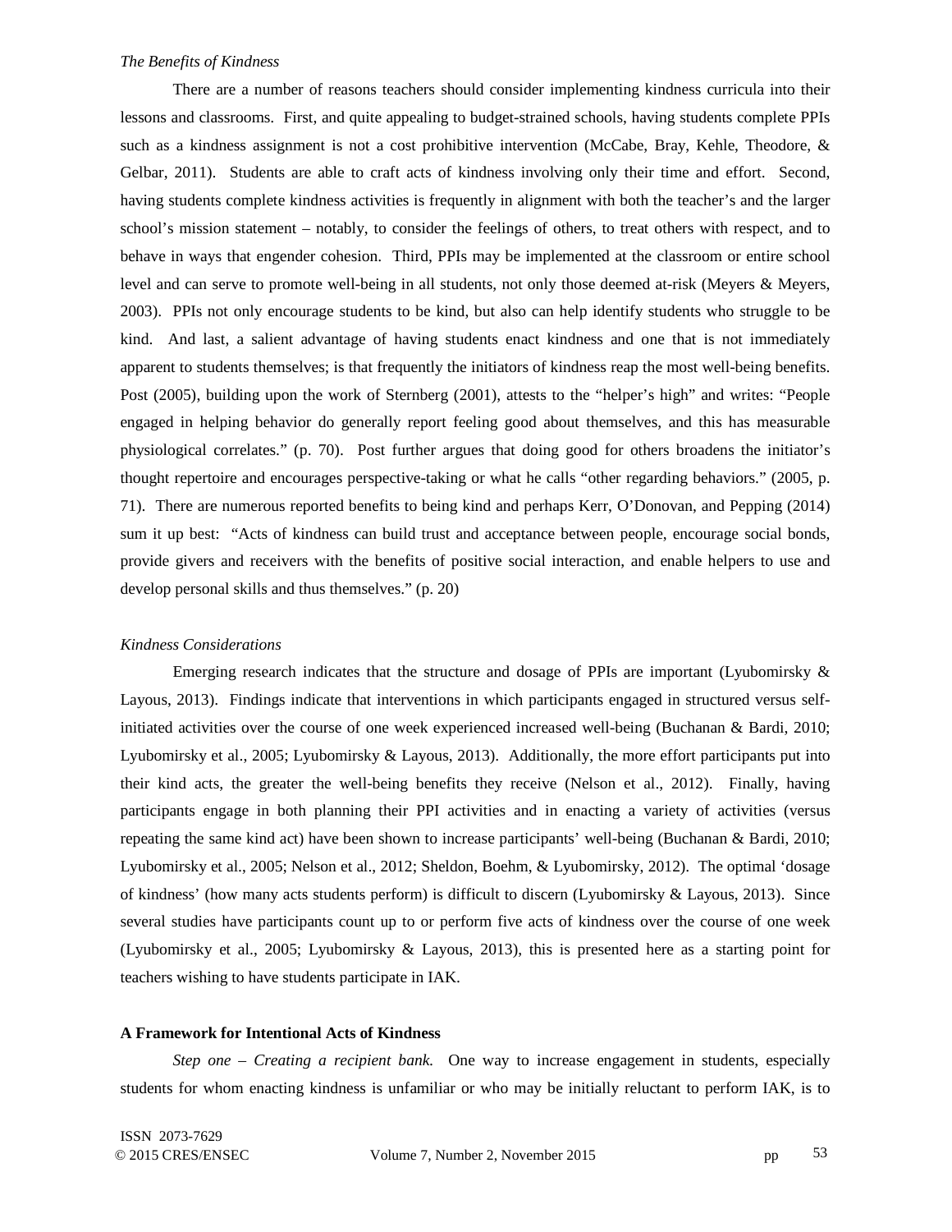*The Benefits of Kindness*

There are a number of reasons teachers should consider implementing kindness curricula into their lessons and classrooms. First, and quite appealing to budget-strained schools, having students complete PPIs such as a kindness assignment is not a cost prohibitive intervention (McCabe, Bray, Kehle, Theodore, & Gelbar, 2011). Students are able to craft acts of kindness involving only their time and effort. Second, having students complete kindness activities is frequently in alignment with both the teacher's and the larger school's mission statement – notably, to consider the feelings of others, to treat others with respect, and to behave in ways that engender cohesion. Third, PPIs may be implemented at the classroom or entire school level and can serve to promote well-being in all students, not only those deemed at-risk (Meyers & Meyers, 2003). PPIs not only encourage students to be kind, but also can help identify students who struggle to be kind. And last, a salient advantage of having students enact kindness and one that is not immediately apparent to students themselves; is that frequently the initiators of kindness reap the most well-being benefits. Post (2005), building upon the work of Sternberg (2001), attests to the "helper's high" and writes: "People engaged in helping behavior do generally report feeling good about themselves, and this has measurable physiological correlates." (p. 70). Post further argues that doing good for others broadens the initiator's thought repertoire and encourages perspective-taking or what he calls "other regarding behaviors." (2005, p. 71). There are numerous reported benefits to being kind and perhaps Kerr, O'Donovan, and Pepping (2014) sum it up best: "Acts of kindness can build trust and acceptance between people, encourage social bonds, provide givers and receivers with the benefits of positive social interaction, and enable helpers to use and develop personal skills and thus themselves." (p. 20)

*Kindness Considerations*

Emerging research indicates that the structure and dosage of PPIs are important (Lyubomirsky & Layous, 2013). Findings indicate that interventions in which participants engaged in structured versus self-initiated activities over the course of one week experienced increased well-being (Buchanan & Bardi, 2010; Lyubomirsky et al., 2005; Lyubomirsky & Layous, 2013). Additionally, the more effort participants put into their kind acts, the greater the well-being benefits they receive (Nelson et al., 2012). Finally, having participants engage in both planning their PPI activities and in enacting a variety of activities (versus repeating the same kind act) have been shown to increase participants' well-being (Buchanan & Bardi, 2010; Lyubomirsky et al., 2005; Nelson et al., 2012; Sheldon, Boehm, & Lyubomirsky, 2012). The optimal 'dosage of kindness' (how many acts students perform) is difficult to discern (Lyubomirsky & Layous, 2013). Since several studies have participants count up to or perform five acts of kindness over the course of one week (Lyubomirsky et al., 2005; Lyubomirsky & Layous, 2013), this is presented here as a starting point for teachers wishing to have students participate in IAK.

**A Framework for Intentional Acts of Kindness**

*Step one – Creating a recipient bank.* One way to increase engagement in students, especially students for whom enacting kindness is unfamiliar or who may be initially reluctant to perform IAK, is to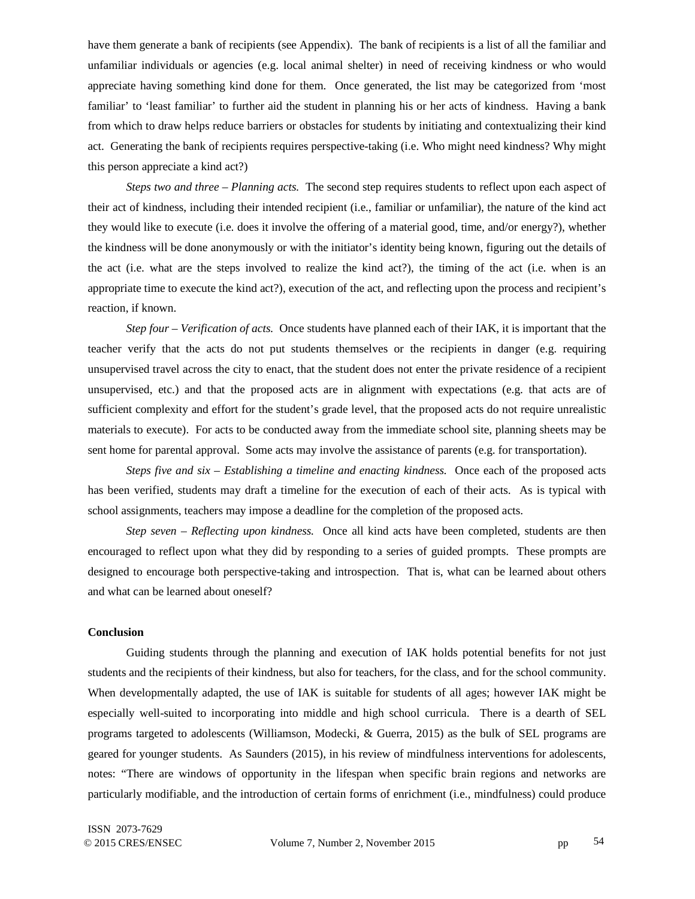have them generate a bank of recipients (see Appendix). The bank of recipients is a list of all the familiar and unfamiliar individuals or agencies (e.g. local animal shelter) in need of receiving kindness or who would appreciate having something kind done for them. Once generated, the list may be categorized from 'most familiar' to 'least familiar' to further aid the student in planning his or her acts of kindness. Having a bank from which to draw helps reduce barriers or obstacles for students by initiating and contextualizing their kind act. Generating the bank of recipients requires perspective-taking (i.e. Who might need kindness? Why might this person appreciate a kind act?)

*Steps two and three – Planning acts.* The second step requires students to reflect upon each aspect of their act of kindness, including their intended recipient (i.e., familiar or unfamiliar), the nature of the kind act they would like to execute (i.e. does it involve the offering of a material good, time, and/or energy?), whether the kindness will be done anonymously or with the initiator's identity being known, figuring out the details of the act (i.e. what are the steps involved to realize the kind act?), the timing of the act (i.e. when is an appropriate time to execute the kind act?), execution of the act, and reflecting upon the process and recipient's reaction, if known.

*Step four – Verification of acts.* Once students have planned each of their IAK, it is important that the teacher verify that the acts do not put students themselves or the recipients in danger (e.g. requiring unsupervised travel across the city to enact, that the student does not enter the private residence of a recipient unsupervised, etc.) and that the proposed acts are in alignment with expectations (e.g. that acts are of sufficient complexity and effort for the student's grade level, that the proposed acts do not require unrealistic materials to execute). For acts to be conducted away from the immediate school site, planning sheets may be sent home for parental approval. Some acts may involve the assistance of parents (e.g. for transportation).

*Steps five and six – Establishing a timeline and enacting kindness.* Once each of the proposed acts has been verified, students may draft a timeline for the execution of each of their acts. As is typical with school assignments, teachers may impose a deadline for the completion of the proposed acts.

*Step seven – Reflecting upon kindness.* Once all kind acts have been completed, students are then encouraged to reflect upon what they did by responding to a series of guided prompts. These prompts are designed to encourage both perspective-taking and introspection. That is, what can be learned about others and what can be learned about oneself?

**Conclusion**

Guiding students through the planning and execution of IAK holds potential benefits for not just students and the recipients of their kindness, but also for teachers, for the class, and for the school community. When developmentally adapted, the use of IAK is suitable for students of all ages; however IAK might be especially well-suited to incorporating into middle and high school curricula. There is a dearth of SEL programs targeted to adolescents (Williamson, Modecki, & Guerra, 2015) as the bulk of SEL programs are geared for younger students. As Saunders (2015), in his review of mindfulness interventions for adolescents, notes: "There are windows of opportunity in the lifespan when specific brain regions and networks are particularly modifiable, and the introduction of certain forms of enrichment (i.e., mindfulness) could produce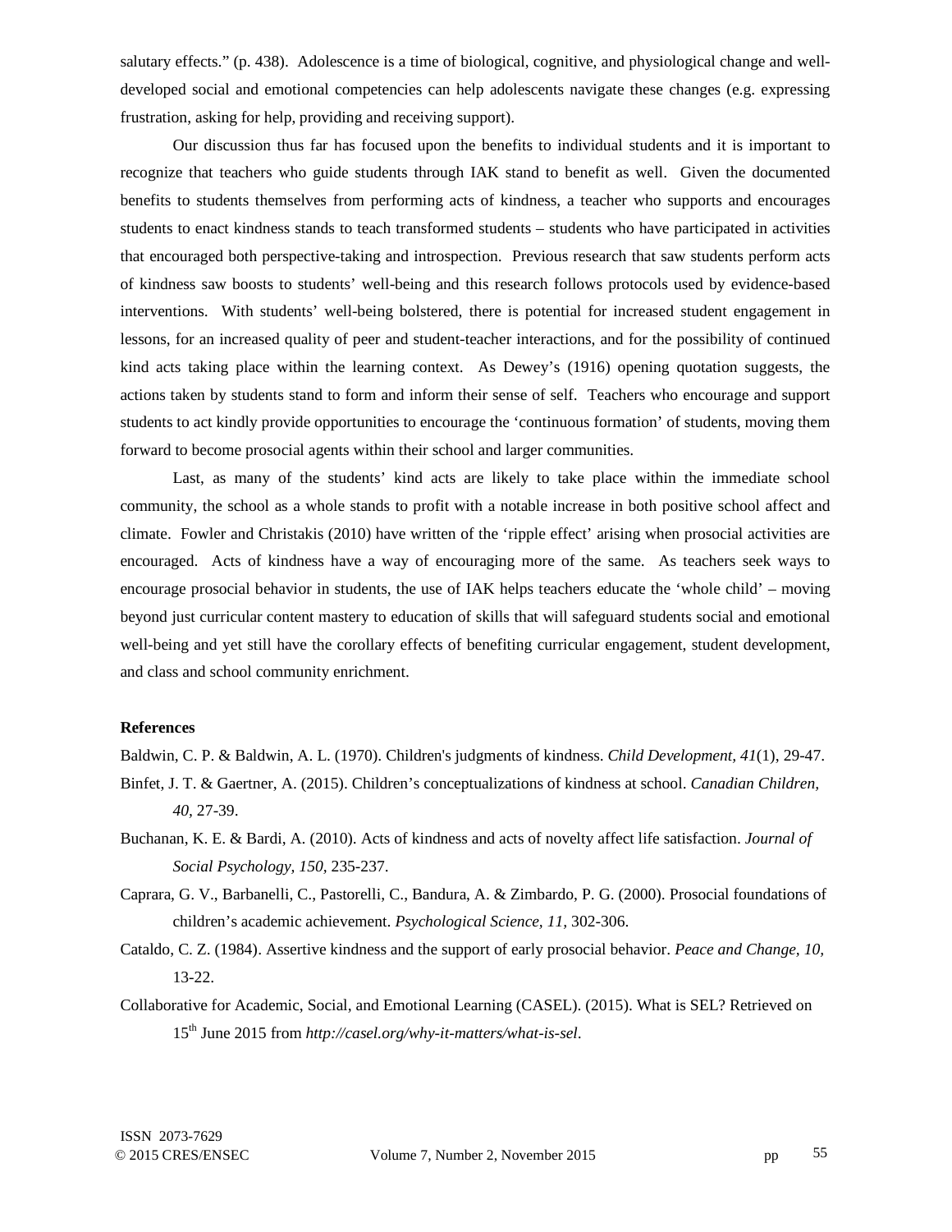salutary effects." (p. 438). Adolescence is a time of biological, cognitive, and physiological change and well-developed social and emotional competencies can help adolescents navigate these changes (e.g. expressing frustration, asking for help, providing and receiving support).

Our discussion thus far has focused upon the benefits to individual students and it is important to recognize that teachers who guide students through IAK stand to benefit as well. Given the documented benefits to students themselves from performing acts of kindness, a teacher who supports and encourages students to enact kindness stands to teach transformed students – students who have participated in activities that encouraged both perspective-taking and introspection. Previous research that saw students perform acts of kindness saw boosts to students' well-being and this research follows protocols used by evidence-based interventions. With students' well-being bolstered, there is potential for increased student engagement in lessons, for an increased quality of peer and student-teacher interactions, and for the possibility of continued kind acts taking place within the learning context. As Dewey's (1916) opening quotation suggests, the actions taken by students stand to form and inform their sense of self. Teachers who encourage and support students to act kindly provide opportunities to encourage the 'continuous formation' of students, moving them forward to become prosocial agents within their school and larger communities.

Last, as many of the students' kind acts are likely to take place within the immediate school community, the school as a whole stands to profit with a notable increase in both positive school affect and climate. Fowler and Christakis (2010) have written of the 'ripple effect' arising when prosocial activities are encouraged. Acts of kindness have a way of encouraging more of the same. As teachers seek ways to encourage prosocial behavior in students, the use of IAK helps teachers educate the 'whole child' – moving beyond just curricular content mastery to education of skills that will safeguard students social and emotional well-being and yet still have the corollary effects of benefiting curricular engagement, student development, and class and school community enrichment.

**References**

Baldwin, C. P. & Baldwin, A. L. (1970). Children's judgments of kindness. *Child Development, 41*(1), 29-47.

Binfet, J. T. & Gaertner, A. (2015). Children's conceptualizations of kindness at school. *Canadian Children, 40*, 27-39.

Buchanan, K. E. & Bardi, A. (2010). Acts of kindness and acts of novelty affect life satisfaction. *Journal of Social Psychology, 150,* 235-237.

Caprara, G. V., Barbanelli, C., Pastorelli, C., Bandura, A. & Zimbardo, P. G. (2000). Prosocial foundations of children's academic achievement. *Psychological Science, 11,* 302-306.

Cataldo, C. Z. (1984). Assertive kindness and the support of early prosocial behavior. *Peace and Change, 10*, 13-22.

Collaborative for Academic, Social, and Emotional Learning (CASEL). (2015). What is SEL? Retrieved on 15th June 2015 from *http://casel.org/why-it-matters/what-is-sel*.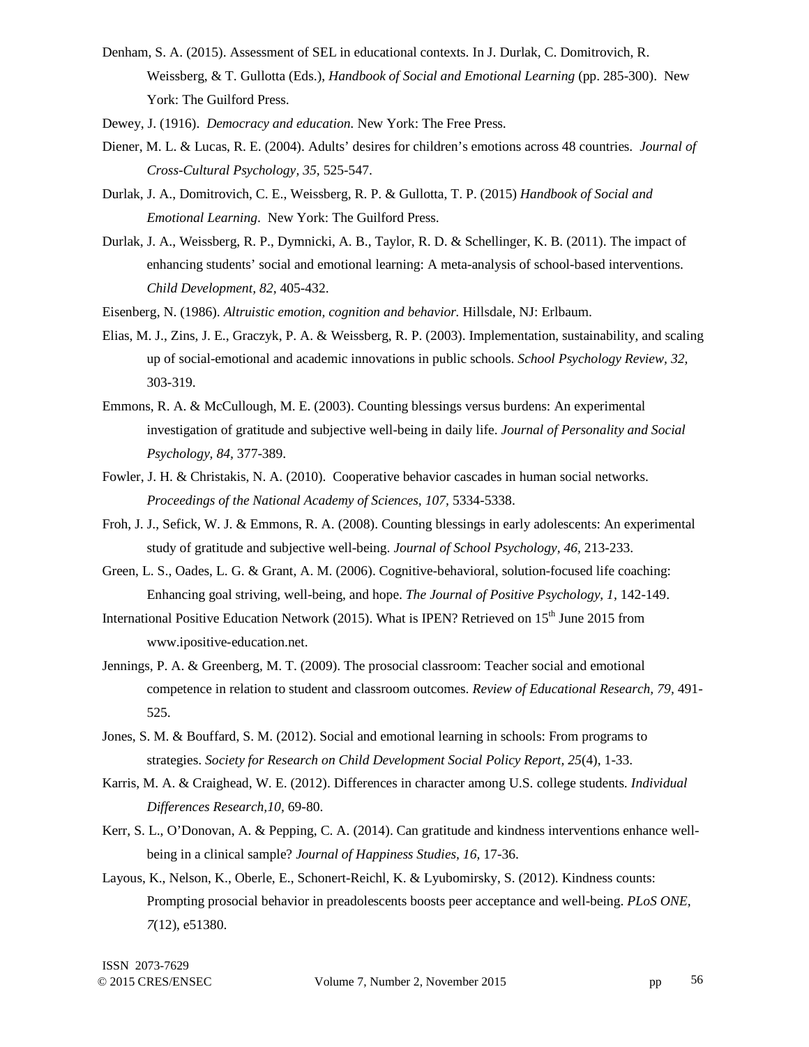Denham, S. A. (2015). Assessment of SEL in educational contexts. In J. Durlak, C. Domitrovich, R. Weissberg, & T. Gullotta (Eds.), *Handbook of Social and Emotional Learning* (pp. 285-300). New York: The Guilford Press.

Dewey, J. (1916). *Democracy and education.* New York: The Free Press.

Diener, M. L. & Lucas, R. E. (2004). Adults' desires for children's emotions across 48 countries. *Journal of Cross-Cultural Psychology, 35,* 525-547.

Durlak, J. A., Domitrovich, C. E., Weissberg, R. P. & Gullotta, T. P. (2015) *Handbook of Social and Emotional Learning*. New York: The Guilford Press.

Durlak, J. A., Weissberg, R. P., Dymnicki, A. B., Taylor, R. D. & Schellinger, K. B. (2011). The impact of enhancing students' social and emotional learning: A meta-analysis of school-based interventions. *Child Development, 82,* 405-432.

Eisenberg, N. (1986). *Altruistic emotion, cognition and behavior.* Hillsdale, NJ: Erlbaum.

Elias, M. J., Zins, J. E., Graczyk, P. A. & Weissberg, R. P. (2003). Implementation, sustainability, and scaling up of social-emotional and academic innovations in public schools. *School Psychology Review, 32,* 303-319.

Emmons, R. A. & McCullough, M. E. (2003). Counting blessings versus burdens: An experimental investigation of gratitude and subjective well-being in daily life. *Journal of Personality and Social Psychology, 84,* 377-389.

Fowler, J. H. & Christakis, N. A. (2010). Cooperative behavior cascades in human social networks. *Proceedings of the National Academy of Sciences, 107,* 5334-5338.

Froh, J. J., Sefick, W. J. & Emmons, R. A. (2008). Counting blessings in early adolescents: An experimental study of gratitude and subjective well-being. *Journal of School Psychology, 46,* 213-233.

Green, L. S., Oades, L. G. & Grant, A. M. (2006). Cognitive-behavioral, solution-focused life coaching: Enhancing goal striving, well-being, and hope. *The Journal of Positive Psychology, 1,* 142-149.

International Positive Education Network (2015). What is IPEN? Retrieved on 15th June 2015 from www.ipositive-education.net.

Jennings, P. A. & Greenberg, M. T. (2009). The prosocial classroom: Teacher social and emotional competence in relation to student and classroom outcomes. *Review of Educational Research, 79,* 491-525.

Jones, S. M. & Bouffard, S. M. (2012). Social and emotional learning in schools: From programs to strategies. *Society for Research on Child Development Social Policy Report, 25*(4), 1-33.

Karris, M. A. & Craighead, W. E. (2012). Differences in character among U.S. college students. *Individual Differences Research,10,* 69-80.

Kerr, S. L., O'Donovan, A. & Pepping, C. A. (2014). Can gratitude and kindness interventions enhance well-being in a clinical sample? *Journal of Happiness Studies, 16,* 17-36.

Layous, K., Nelson, K., Oberle, E., Schonert-Reichl, K. & Lyubomirsky, S. (2012). Kindness counts: Prompting prosocial behavior in preadolescents boosts peer acceptance and well-being. *PLoS ONE, 7*(12), e51380.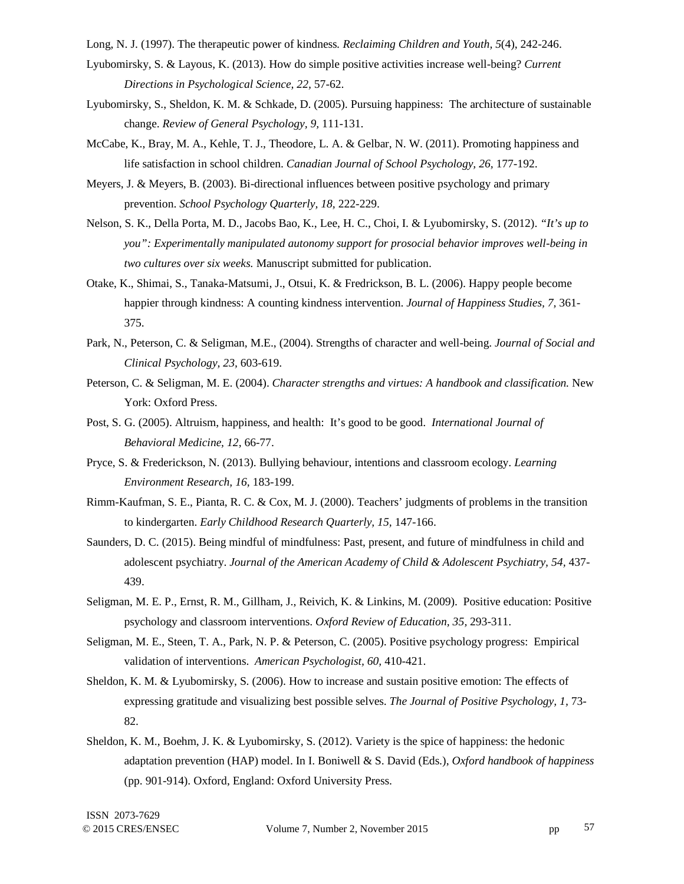Long, N. J. (1997). The therapeutic power of kindness. *Reclaiming Children and Youth, 5*(4), 242-246.

Lyubomirsky, S. & Layous, K. (2013). How do simple positive activities increase well-being? *Current Directions in Psychological Science, 22*, 57-62.

Lyubomirsky, S., Sheldon, K. M. & Schkade, D. (2005). Pursuing happiness: The architecture of sustainable change. *Review of General Psychology, 9,* 111-131.

McCabe, K., Bray, M. A., Kehle, T. J., Theodore, L. A. & Gelbar, N. W. (2011). Promoting happiness and life satisfaction in school children. *Canadian Journal of School Psychology*, *26*, 177-192.

Meyers, J. & Meyers, B. (2003). Bi-directional influences between positive psychology and primary prevention. *School Psychology Quarterly, 18,* 222-229.

Nelson, S. K., Della Porta, M. D., Jacobs Bao, K., Lee, H. C., Choi, I. & Lyubomirsky, S. (2012). *"It's up to you": Experimentally manipulated autonomy support for prosocial behavior improves well-being in two cultures over six weeks.* Manuscript submitted for publication.

Otake, K., Shimai, S., Tanaka-Matsumi, J., Otsui, K. & Fredrickson, B. L. (2006). Happy people become happier through kindness: A counting kindness intervention. *Journal of Happiness Studies, 7,* 361-375.

Park, N., Peterson, C. & Seligman, M.E., (2004). Strengths of character and well-being. *Journal of Social and Clinical Psychology, 23,* 603-619.

Peterson, C. & Seligman, M. E. (2004). *Character strengths and virtues: A handbook and classification.* New York: Oxford Press.

Post, S. G. (2005). Altruism, happiness, and health: It's good to be good. *International Journal of Behavioral Medicine, 12,* 66-77.

Pryce, S. & Frederickson, N. (2013). Bullying behaviour, intentions and classroom ecology. *Learning Environment Research, 16*, 183-199.

Rimm-Kaufman, S. E., Pianta, R. C. & Cox, M. J. (2000). Teachers' judgments of problems in the transition to kindergarten. *Early Childhood Research Quarterly, 15,* 147-166.

Saunders, D. C. (2015). Being mindful of mindfulness: Past, present, and future of mindfulness in child and adolescent psychiatry. *Journal of the American Academy of Child & Adolescent Psychiatry, 54,* 437-439.

Seligman, M. E. P., Ernst, R. M., Gillham, J., Reivich, K. & Linkins, M. (2009). Positive education: Positive psychology and classroom interventions. *Oxford Review of Education, 35,* 293-311.

Seligman, M. E., Steen, T. A., Park, N. P. & Peterson, C. (2005). Positive psychology progress: Empirical validation of interventions. *American Psychologist, 60,* 410-421.

Sheldon, K. M. & Lyubomirsky, S. (2006). How to increase and sustain positive emotion: The effects of expressing gratitude and visualizing best possible selves. *The Journal of Positive Psychology, 1,* 73-82.

Sheldon, K. M., Boehm, J. K. & Lyubomirsky, S. (2012). Variety is the spice of happiness: the hedonic adaptation prevention (HAP) model. In I. Boniwell & S. David (Eds.), *Oxford handbook of happiness* (pp. 901-914). Oxford, England: Oxford University Press.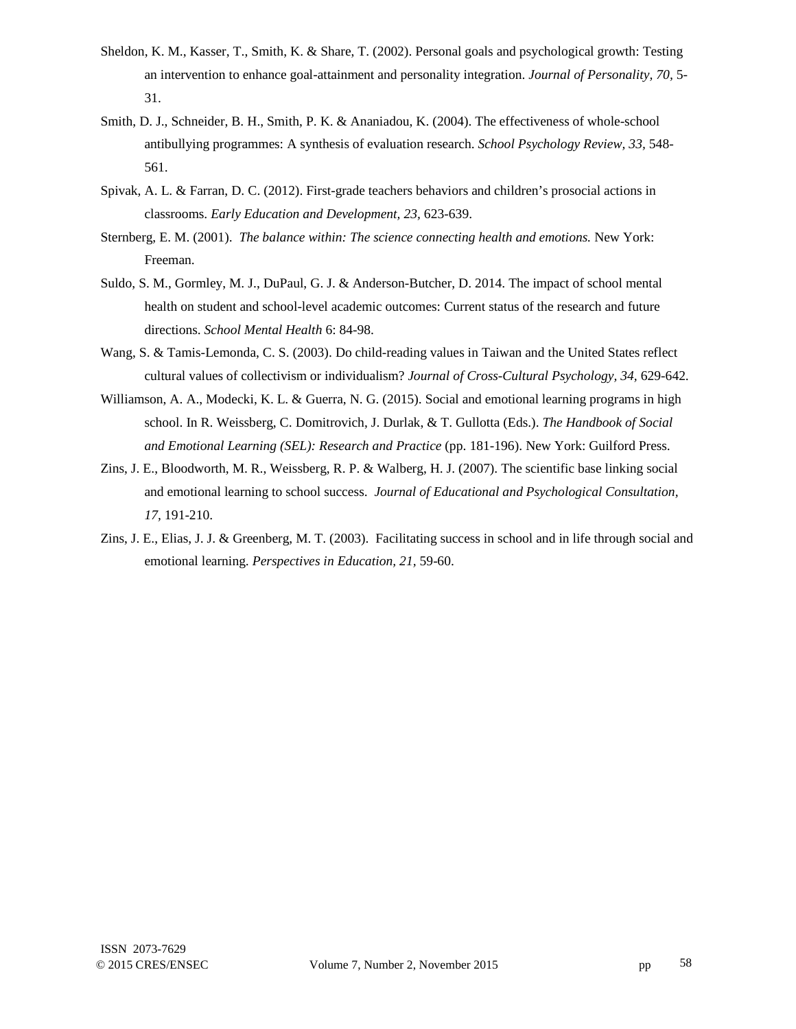Sheldon, K. M., Kasser, T., Smith, K. & Share, T. (2002). Personal goals and psychological growth: Testing an intervention to enhance goal-attainment and personality integration. *Journal of Personality, 70*, 5-31.

Smith, D. J., Schneider, B. H., Smith, P. K. & Ananiadou, K. (2004). The effectiveness of whole-school antibullying programmes: A synthesis of evaluation research. *School Psychology Review, 33*, 548-561.

Spivak, A. L. & Farran, D. C. (2012). First-grade teachers behaviors and children's prosocial actions in classrooms. *Early Education and Development, 23*, 623-639.

Sternberg, E. M. (2001). *The balance within: The science connecting health and emotions.* New York: Freeman.

Suldo, S. M., Gormley, M. J., DuPaul, G. J. & Anderson-Butcher, D. 2014. The impact of school mental health on student and school-level academic outcomes: Current status of the research and future directions. *School Mental Health* 6: 84-98.

Wang, S. & Tamis-Lemonda, C. S. (2003). Do child-reading values in Taiwan and the United States reflect cultural values of collectivism or individualism? *Journal of Cross-Cultural Psychology, 34*, 629-642.

Williamson, A. A., Modecki, K. L. & Guerra, N. G. (2015). Social and emotional learning programs in high school. In R. Weissberg, C. Domitrovich, J. Durlak, & T. Gullotta (Eds.). *The Handbook of Social and Emotional Learning (SEL): Research and Practice* (pp. 181-196). New York: Guilford Press.

Zins, J. E., Bloodworth, M. R., Weissberg, R. P. & Walberg, H. J. (2007). The scientific base linking social and emotional learning to school success. *Journal of Educational and Psychological Consultation, 17*, 191-210.

Zins, J. E., Elias, J. J. & Greenberg, M. T. (2003). Facilitating success in school and in life through social and emotional learning. *Perspectives in Education, 21*, 59-60.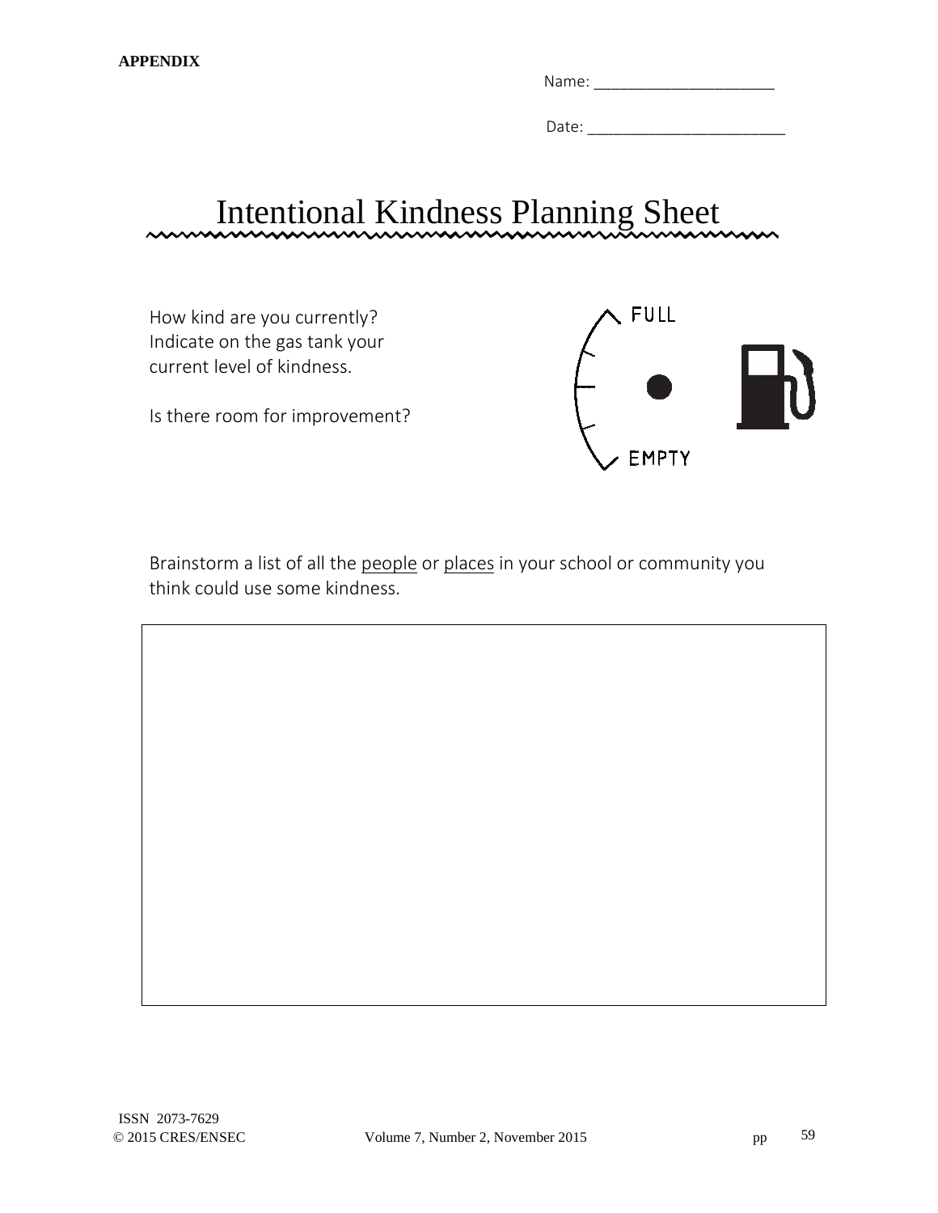**APPENDIX**

Name: ____________________

Date: ______________________

# Intentional Kindness Planning Sheet

How kind are you currently? Indicate on the gas tank your current level of kindness.

Is there room for improvement?

FULL

EMPTY

Brainstorm a list of all the people or places in your school or community you think could use some kindness.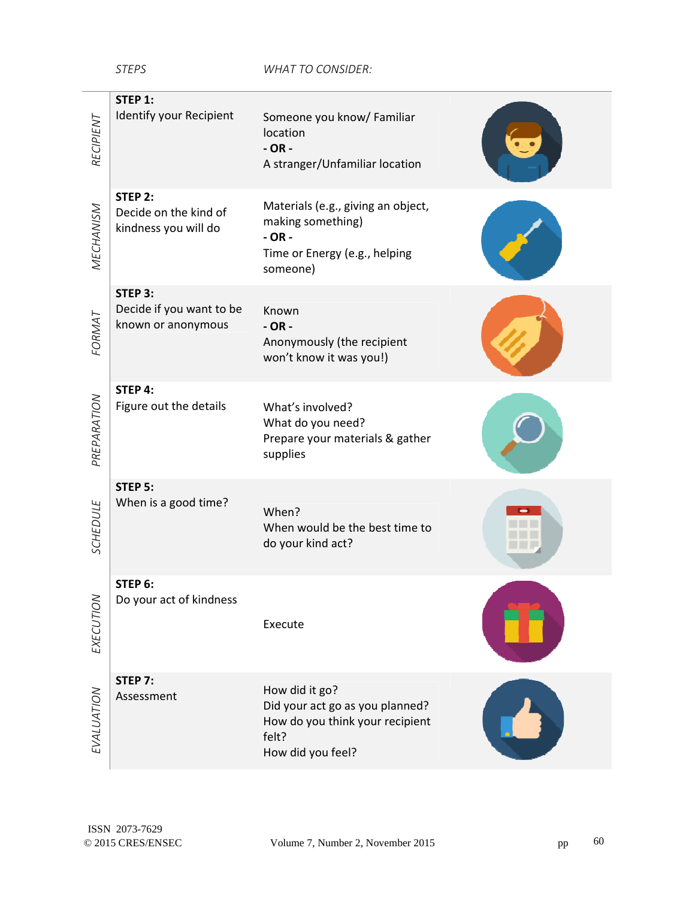| | STEPS | WHAT TO CONSIDER: |
|---|---|---|
| *RECIPIENT* | **STEP 1:** Identify your Recipient | Someone you know/ Familiar location **- OR -** A stranger/Unfamiliar location |
| *MECHANISM* | **STEP 2:** Decide on the kind of kindness you will do | Materials (e.g., giving an object, making something) **- OR -** Time or Energy (e.g., helping someone) |
| *FORMAT* | **STEP 3:** Decide if you want to be known or anonymous | Known **- OR -** Anonymously (the recipient won't know it was you!) |
| *PREPARATION* | **STEP 4:** Figure out the details | What's involved? What do you need? Prepare your materials & gather supplies |
| *SCHEDULE* | **STEP 5:** When is a good time? | When? When would be the best time to do your kind act? |
| *EXECUTION* | **STEP 6:** Do your act of kindness | Execute |
| *EVALUATION* | **STEP 7:** Assessment | How did it go? Did your act go as you planned? How do you think your recipient felt? How did you feel? |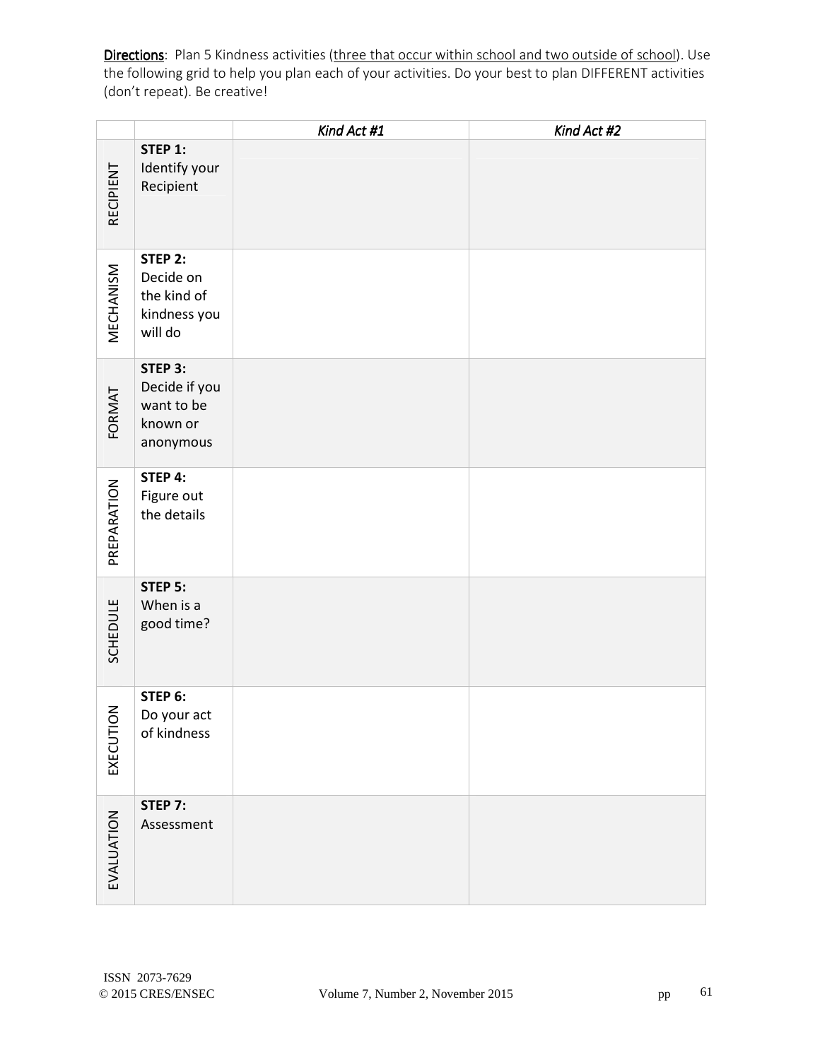**Directions**: Plan 5 Kindness activities (three that occur within school and two outside of school). Use the following grid to help you plan each of your activities. Do your best to plan DIFFERENT activities (don't repeat). Be creative!

| | | *Kind Act #1* | *Kind Act #2* |
|---|---|---|---|
| RECIPIENT | **STEP 1:** Identify your Recipient | | |
| MECHANISM | **STEP 2:** Decide on the kind of kindness you will do | | |
| FORMAT | **STEP 3:** Decide if you want to be known or anonymous | | |
| PREPARATION | **STEP 4:** Figure out the details | | |
| SCHEDULE | **STEP 5:** When is a good time? | | |
| EXECUTION | **STEP 6:** Do your act of kindness | | |
| EVALUATION | **STEP 7:** Assessment | | |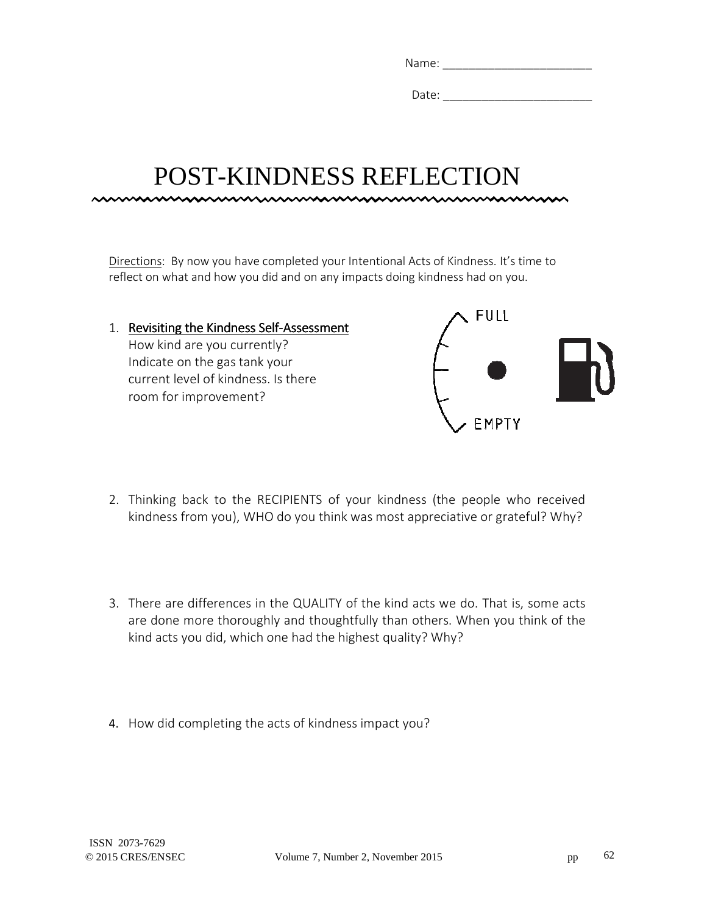Name: ______________________

Date: ______________________

# POST-KINDNESS REFLECTION

<u>Directions</u>: By now you have completed your Intentional Acts of Kindness. It's time to reflect on what and how you did and on any impacts doing kindness had on you.

1. <u>Revisiting the Kindness Self-Assessment</u>
   How kind are you currently? Indicate on the gas tank your current level of kindness. Is there room for improvement?

FULL

EMPTY

2. Thinking back to the RECIPIENTS of your kindness (the people who received kindness from you), WHO do you think was most appreciative or grateful? Why?

3. There are differences in the QUALITY of the kind acts we do. That is, some acts are done more thoroughly and thoughtfully than others. When you think of the kind acts you did, which one had the highest quality? Why?

4. How did completing the acts of kindness impact you?